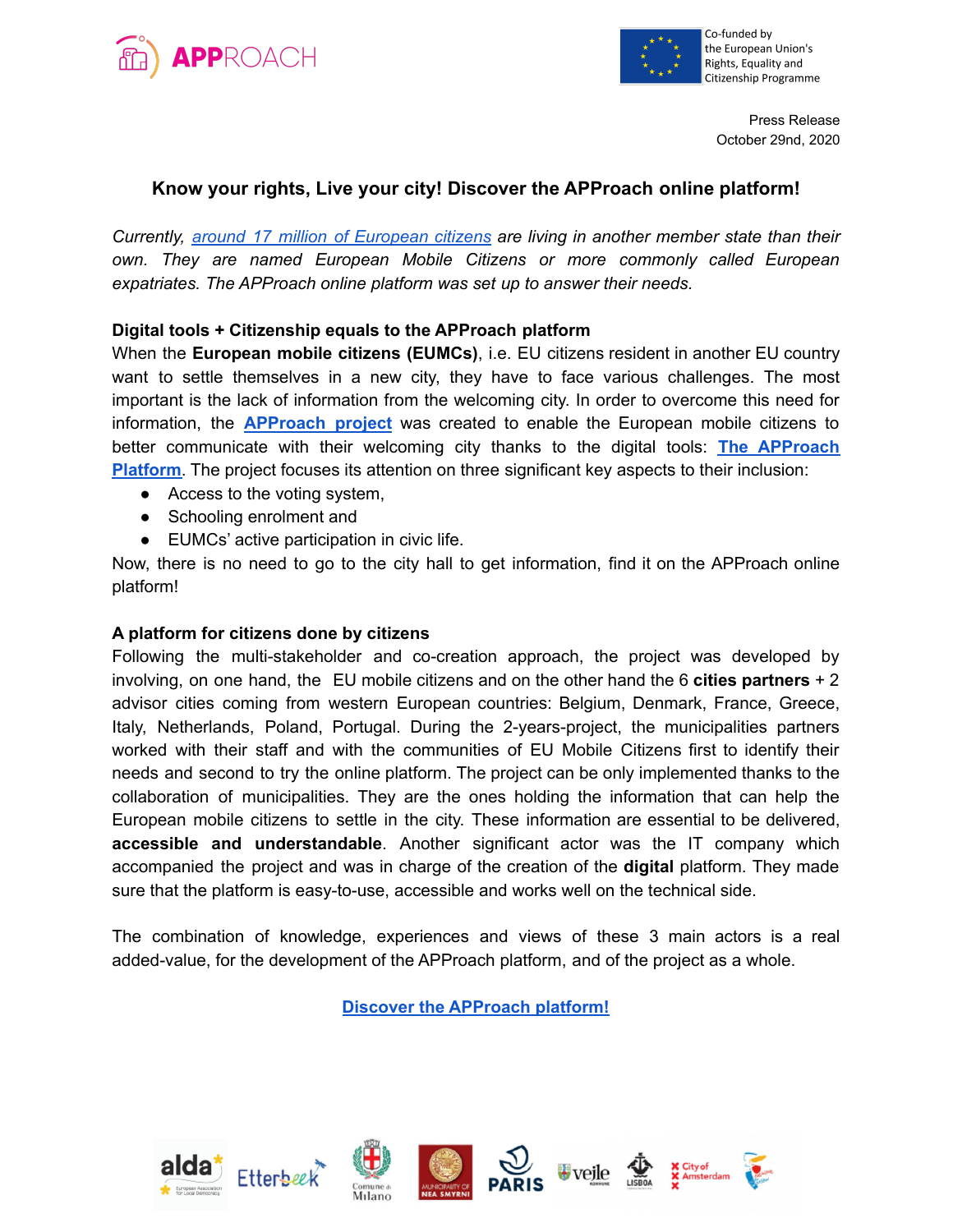Press Release
October 29nd, 2020

# Know your rights, Live your city! Discover the APProach online platform!

*Currently, around 17 million of European citizens are living in another member state than their own. They are named European Mobile Citizens or more commonly called European expatriates. The APProach online platform was set up to answer their needs.*

## Digital tools + Citizenship equals to the APProach platform

When the **European mobile citizens (EUMCs)**, i.e. EU citizens resident in another EU country want to settle themselves in a new city, they have to face various challenges. The most important is the lack of information from the welcoming city. In order to overcome this need for information, the **APProach project** was created to enable the European mobile citizens to better communicate with their welcoming city thanks to the digital tools: **The APProach Platform**. The project focuses its attention on three significant key aspects to their inclusion:

- Access to the voting system,
- Schooling enrolment and
- EUMCs' active participation in civic life.

Now, there is no need to go to the city hall to get information, find it on the APProach online platform!

## A platform for citizens done by citizens

Following the multi-stakeholder and co-creation approach, the project was developed by involving, on one hand, the EU mobile citizens and on the other hand the 6 **cities partners** + 2 advisor cities coming from western European countries: Belgium, Denmark, France, Greece, Italy, Netherlands, Poland, Portugal. During the 2-years-project, the municipalities partners worked with their staff and with the communities of EU Mobile Citizens first to identify their needs and second to try the online platform. The project can be only implemented thanks to the collaboration of municipalities. They are the ones holding the information that can help the European mobile citizens to settle in the city. These information are essential to be delivered, **accessible and understandable**. Another significant actor was the IT company which accompanied the project and was in charge of the creation of the **digital** platform. They made sure that the platform is easy-to-use, accessible and works well on the technical side.

The combination of knowledge, experiences and views of these 3 main actors is a real added-value, for the development of the APProach platform, and of the project as a whole.

**Discover the APProach platform!**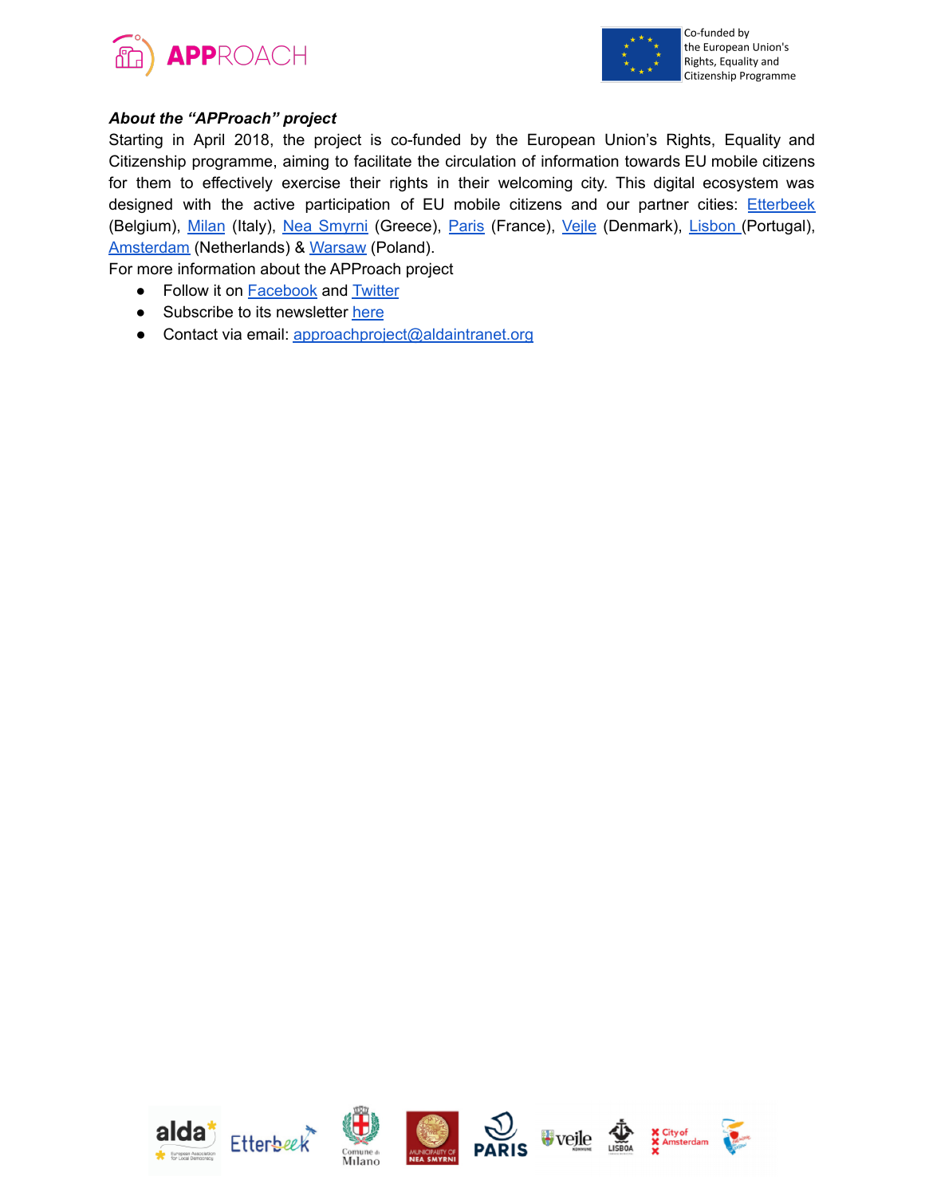***About the "APProach" project***

Starting in April 2018, the project is co-funded by the European Union's Rights, Equality and Citizenship programme, aiming to facilitate the circulation of information towards EU mobile citizens for them to effectively exercise their rights in their welcoming city. This digital ecosystem was designed with the active participation of EU mobile citizens and our partner cities: Etterbeek (Belgium), Milan (Italy), Nea Smyrni (Greece), Paris (France), Vejle (Denmark), Lisbon (Portugal), Amsterdam (Netherlands) & Warsaw (Poland).

For more information about the APProach project

- Follow it on Facebook and Twitter
- Subscribe to its newsletter here
- Contact via email: approachproject@aldaintranet.org